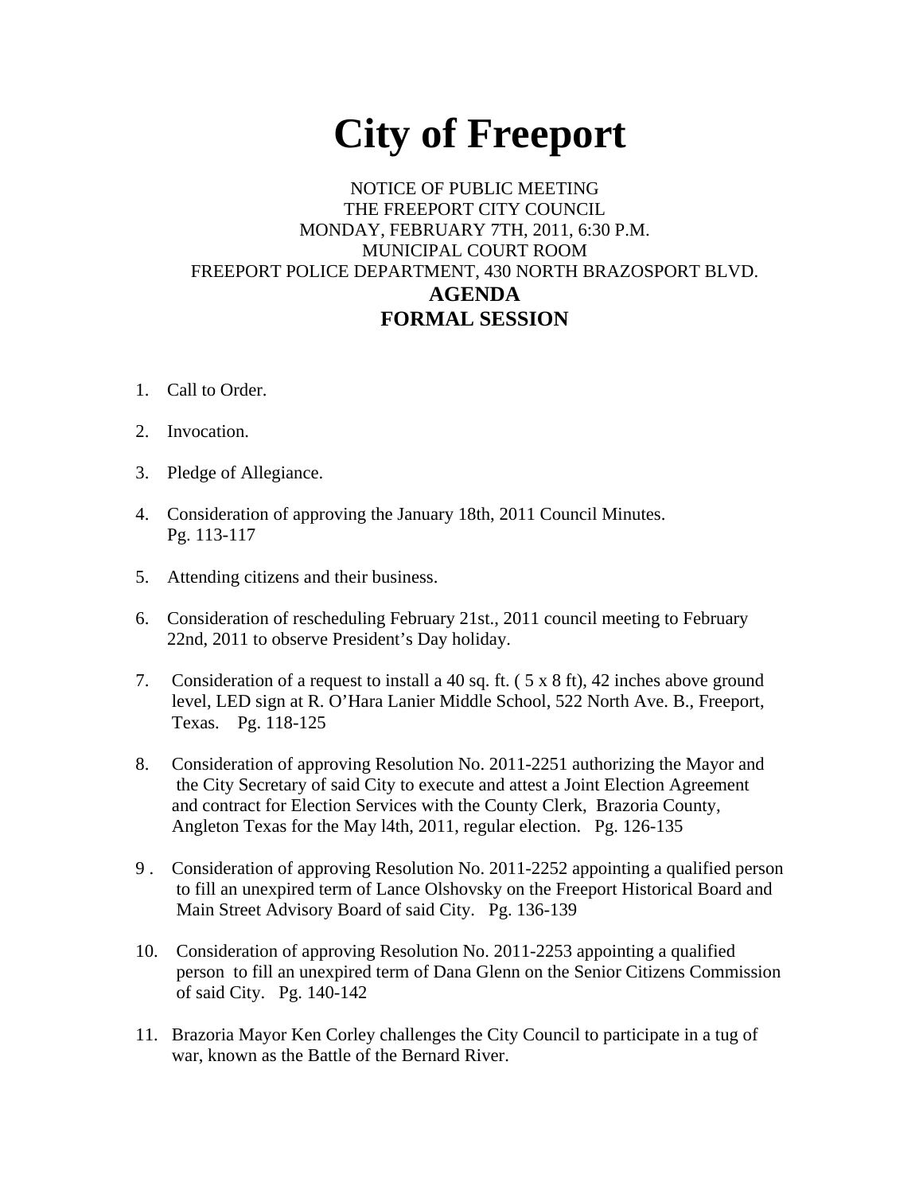# City of Freeport

NOTICE OF PUBLIC MEETING
THE FREEPORT CITY COUNCIL
MONDAY, FEBRUARY 7TH, 2011, 6:30 P.M.
MUNICIPAL COURT ROOM
FREEPORT POLICE DEPARTMENT, 430 NORTH BRAZOSPORT BLVD.

**AGENDA**
**FORMAL SESSION**

1. Call to Order.

2. Invocation.

3. Pledge of Allegiance.

4. Consideration of approving the January 18th, 2011 Council Minutes. Pg. 113-117

5. Attending citizens and their business.

6. Consideration of rescheduling February 21st., 2011 council meeting to February 22nd, 2011 to observe President's Day holiday.

7. Consideration of a request to install a 40 sq. ft. ( 5 x 8 ft), 42 inches above ground level, LED sign at R. O'Hara Lanier Middle School, 522 North Ave. B., Freeport, Texas. Pg. 118-125

8. Consideration of approving Resolution No. 2011-2251 authorizing the Mayor and the City Secretary of said City to execute and attest a Joint Election Agreement and contract for Election Services with the County Clerk, Brazoria County, Angleton Texas for the May l4th, 2011, regular election. Pg. 126-135

9. Consideration of approving Resolution No. 2011-2252 appointing a qualified person to fill an unexpired term of Lance Olshovsky on the Freeport Historical Board and Main Street Advisory Board of said City. Pg. 136-139

10. Consideration of approving Resolution No. 2011-2253 appointing a qualified person to fill an unexpired term of Dana Glenn on the Senior Citizens Commission of said City. Pg. 140-142

11. Brazoria Mayor Ken Corley challenges the City Council to participate in a tug of war, known as the Battle of the Bernard River.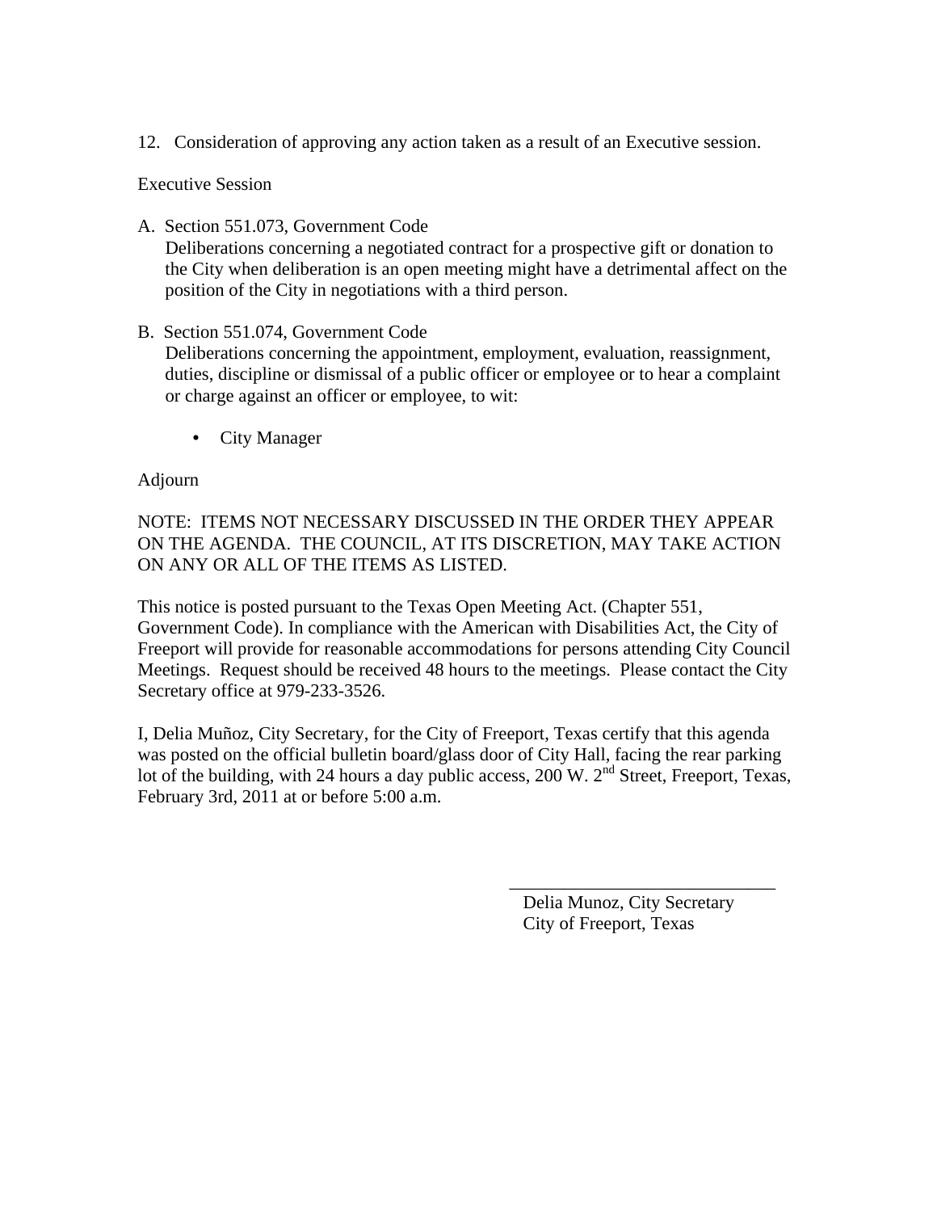12. Consideration of approving any action taken as a result of an Executive session.

Executive Session

A. Section 551.073, Government Code
   Deliberations concerning a negotiated contract for a prospective gift or donation to the City when deliberation is an open meeting might have a detrimental affect on the position of the City in negotiations with a third person.

B. Section 551.074, Government Code
   Deliberations concerning the appointment, employment, evaluation, reassignment, duties, discipline or dismissal of a public officer or employee or to hear a complaint or charge against an officer or employee, to wit:

   - City Manager

Adjourn

NOTE: ITEMS NOT NECESSARY DISCUSSED IN THE ORDER THEY APPEAR ON THE AGENDA. THE COUNCIL, AT ITS DISCRETION, MAY TAKE ACTION ON ANY OR ALL OF THE ITEMS AS LISTED.

This notice is posted pursuant to the Texas Open Meeting Act. (Chapter 551, Government Code). In compliance with the American with Disabilities Act, the City of Freeport will provide for reasonable accommodations for persons attending City Council Meetings. Request should be received 48 hours to the meetings. Please contact the City Secretary office at 979-233-3526.

I, Delia Muñoz, City Secretary, for the City of Freeport, Texas certify that this agenda was posted on the official bulletin board/glass door of City Hall, facing the rear parking lot of the building, with 24 hours a day public access, 200 W. 2nd Street, Freeport, Texas, February 3rd, 2011 at or before 5:00 a.m.

_______________________________
Delia Munoz, City Secretary
City of Freeport, Texas